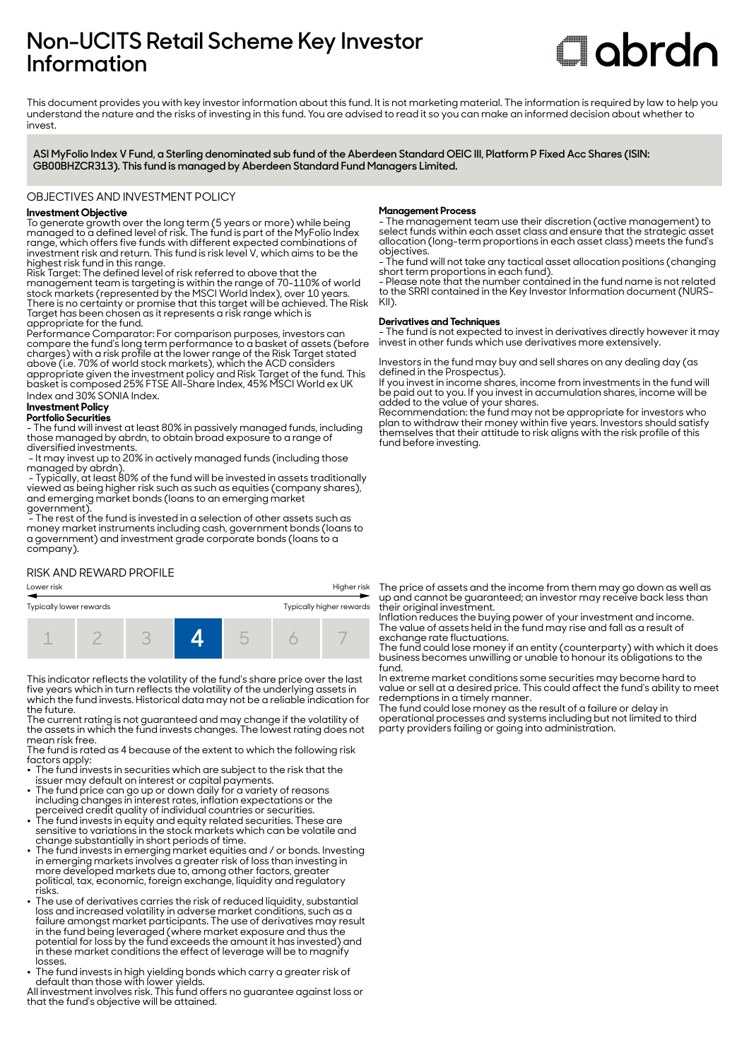# Non-UCITS Retail Scheme Key Investor Information

abrdn

This document provides you with key investor information about this fund. It is not marketing material. The information is required by law to help you understand the nature and the risks of investing in this fund. You are advised to read it so you can make an informed decision about whether to invest.

**ASI MyFolio Index V Fund, a Sterling denominated sub fund of the Aberdeen Standard OEIC III, Platform P Fixed Acc Shares (ISIN: GB00BHZCR313). This fund is managed by Aberdeen Standard Fund Managers Limited.**

## OBJECTIVES AND INVESTMENT POLICY

**Investment Objective**

To generate growth over the long term (5 years or more) while being managed to a defined level of risk. The fund is part of the MyFolio Index range, which offers five funds with different expected combinations of investment risk and return. This fund is risk level V, which aims to be the highest risk fund in this range.

Risk Target: The defined level of risk referred to above that the management team is targeting is within the range of 70-110% of world stock markets (represented by the MSCI World Index), over 10 years. There is no certainty or promise that this target will be achieved. The Risk Target has been chosen as it represents a risk range which is appropriate for the fund.

Performance Comparator: For comparison purposes, investors can compare the fund's long term performance to a basket of assets (before charges) with a risk profile at the lower range of the Risk Target stated above (i.e. 70% of world stock markets), which the ACD considers appropriate given the investment policy and Risk Target of the fund. This basket is composed 25% FTSE All-Share Index, 45% MSCI World ex UK Index and 30% SONIA Index.

**Investment Policy**

**Portfolio Securities**

- The fund will invest at least 80% in passively managed funds, including those managed by abrdn, to obtain broad exposure to a range of diversified investments.
- It may invest up to 20% in actively managed funds (including those managed by abrdn).
- Typically, at least 80% of the fund will be invested in assets traditionally viewed as being higher risk such as such as equities (company shares), and emerging market bonds (loans to an emerging market government).
- The rest of the fund is invested in a selection of other assets such as money market instruments including cash, government bonds (loans to a government) and investment grade corporate bonds (loans to a company).

**Management Process**

- The management team use their discretion (active management) to select funds within each asset class and ensure that the strategic asset allocation (long-term proportions in each asset class) meets the fund's objectives.
- The fund will not take any tactical asset allocation positions (changing short term proportions in each fund).
- Please note that the number contained in the fund name is not related to the SRRI contained in the Key Investor Information document (NURS-KII).

**Derivatives and Techniques**

- The fund is not expected to invest in derivatives directly however it may invest in other funds which use derivatives more extensively.

Investors in the fund may buy and sell shares on any dealing day (as defined in the Prospectus).

If you invest in income shares, income from investments in the fund will be paid out to you. If you invest in accumulation shares, income will be added to the value of your shares.

Recommendation: the fund may not be appropriate for investors who plan to withdraw their money within five years. Investors should satisfy themselves that their attitude to risk aligns with the risk profile of this fund before investing.

## RISK AND REWARD PROFILE

| Lower risk | | | | | | Higher risk |
|---|---|---|---|---|---|---|
| Typically lower rewards | | | | | | Typically higher rewards |
| 1 | 2 | 3 | **4** | 5 | 6 | 7 |

This indicator reflects the volatility of the fund's share price over the last five years which in turn reflects the volatility of the underlying assets in which the fund invests. Historical data may not be a reliable indication for the future.

The current rating is not guaranteed and may change if the volatility of the assets in which the fund invests changes. The lowest rating does not mean risk free.

The fund is rated as 4 because of the extent to which the following risk factors apply:

- The fund invests in securities which are subject to the risk that the issuer may default on interest or capital payments.
- The fund price can go up or down daily for a variety of reasons including changes in interest rates, inflation expectations or the perceived credit quality of individual countries or securities.
- The fund invests in equity and equity related securities. These are sensitive to variations in the stock markets which can be volatile and change substantially in short periods of time.
- The fund invests in emerging market equities and / or bonds. Investing in emerging markets involves a greater risk of loss than investing in more developed markets due to, among other factors, greater political, tax, economic, foreign exchange, liquidity and regulatory risks.
- The use of derivatives carries the risk of reduced liquidity, substantial loss and increased volatility in adverse market conditions, such as a failure amongst market participants. The use of derivatives may result in the fund being leveraged (where market exposure and thus the potential for loss by the fund exceeds the amount it has invested) and in these market conditions the effect of leverage will be to magnify losses.
- The fund invests in high yielding bonds which carry a greater risk of default than those with lower yields.

All investment involves risk. This fund offers no guarantee against loss or that the fund's objective will be attained.

The price of assets and the income from them may go down as well as up and cannot be guaranteed; an investor may receive back less than their original investment.

Inflation reduces the buying power of your investment and income.

The value of assets held in the fund may rise and fall as a result of exchange rate fluctuations.

The fund could lose money if an entity (counterparty) with which it does business becomes unwilling or unable to honour its obligations to the fund.

In extreme market conditions some securities may become hard to value or sell at a desired price. This could affect the fund's ability to meet redemptions in a timely manner.

The fund could lose money as the result of a failure or delay in operational processes and systems including but not limited to third party providers failing or going into administration.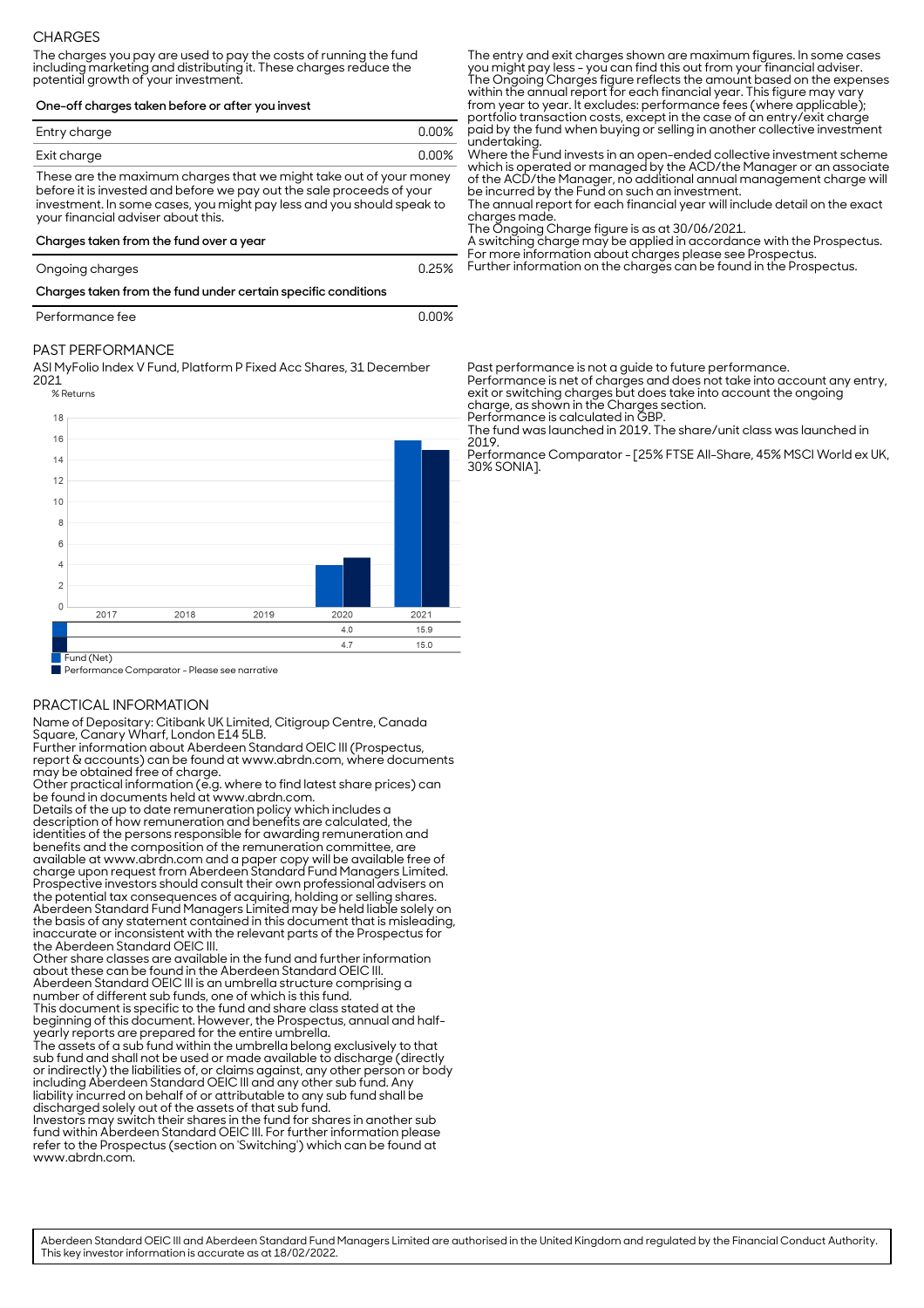## CHARGES

The charges you pay are used to pay the costs of running the fund including marketing and distributing it. These charges reduce the potential growth of your investment.

| **One-off charges taken before or after you invest** | |
|---|---|
| Entry charge | 0.00% |
| Exit charge | 0.00% |

These are the maximum charges that we might take out of your money before it is invested and before we pay out the sale proceeds of your investment. In some cases, you might pay less and you should speak to your financial adviser about this.

| **Charges taken from the fund over a year** | |
|---|---|
| Ongoing charges | 0.25% |
| **Charges taken from the fund under certain specific conditions** | |
| Performance fee | 0.00% |

The entry and exit charges shown are maximum figures. In some cases you might pay less - you can find this out from your financial adviser.
The Ongoing Charges figure reflects the amount based on the expenses within the annual report for each financial year. This figure may vary from year to year. It excludes: performance fees (where applicable); portfolio transaction costs, except in the case of an entry/exit charge paid by the fund when buying or selling in another collective investment undertaking.
Where the Fund invests in an open-ended collective investment scheme which is operated or managed by the ACD/the Manager or an associate of the ACD/the Manager, no additional annual management charge will be incurred by the Fund on such an investment.
The annual report for each financial year will include detail on the exact charges made.
The Ongoing Charge figure is as at 30/06/2021.
A switching charge may be applied in accordance with the Prospectus. For more information about charges please see Prospectus.
Further information on the charges can be found in the Prospectus.

## PAST PERFORMANCE

ASI MyFolio Index V Fund, Platform P Fixed Acc Shares, 31 December 2021

% Returns

18
16
14
12
10
8
6
4
2
0

2017 2018 2019 2020 2021

Fund (Net): 2020: 4.0, 2021: 15.9

Performance Comparator - Please see narrative: 2020: 4.7, 2021: 15.0

Past performance is not a guide to future performance.
Performance is net of charges and does not take into account any entry, exit or switching charges but does take into account the ongoing charge, as shown in the Charges section.
Performance is calculated in GBP.
The fund was launched in 2019. The share/unit class was launched in 2019.
Performance Comparator - [25% FTSE All-Share, 45% MSCI World ex UK, 30% SONIA].

## PRACTICAL INFORMATION

Name of Depositary: Citibank UK Limited, Citigroup Centre, Canada Square, Canary Wharf, London E14 5LB.
Further information about Aberdeen Standard OEIC III (Prospectus, report & accounts) can be found at www.abrdn.com, where documents may be obtained free of charge.
Other practical information (e.g. where to find latest share prices) can be found in documents held at www.abrdn.com.
Details of the up to date remuneration policy which includes a description of how remuneration and benefits are calculated, the identities of the persons responsible for awarding remuneration and benefits and the composition of the remuneration committee, are available at www.abrdn.com and a paper copy will be available free of charge upon request from Aberdeen Standard Fund Managers Limited.
Prospective investors should consult their own professional advisers on the potential tax consequences of acquiring, holding or selling shares.
Aberdeen Standard Fund Managers Limited may be held liable solely on the basis of any statement contained in this document that is misleading, inaccurate or inconsistent with the relevant parts of the Prospectus for the Aberdeen Standard OEIC III.
Other share classes are available in the fund and further information about these can be found in the Aberdeen Standard OEIC III.
Aberdeen Standard OEIC III is an umbrella structure comprising a number of different sub funds, one of which is this fund.
This document is specific to the fund and share class stated at the beginning of this document. However, the Prospectus, annual and half-yearly reports are prepared for the entire umbrella.
The assets of a sub fund within the umbrella belong exclusively to that sub fund and shall not be used or made available to discharge (directly or indirectly) the liabilities of, or claims against, any other person or body including Aberdeen Standard OEIC III and any other sub fund. Any liability incurred on behalf of or attributable to any sub fund shall be discharged solely out of the assets of that sub fund.
Investors may switch their shares in the fund for shares in another sub fund within Aberdeen Standard OEIC III. For further information please refer to the Prospectus (section on 'Switching') which can be found at www.abrdn.com.

Aberdeen Standard OEIC III and Aberdeen Standard Fund Managers Limited are authorised in the United Kingdom and regulated by the Financial Conduct Authority.
This key investor information is accurate as at 18/02/2022.